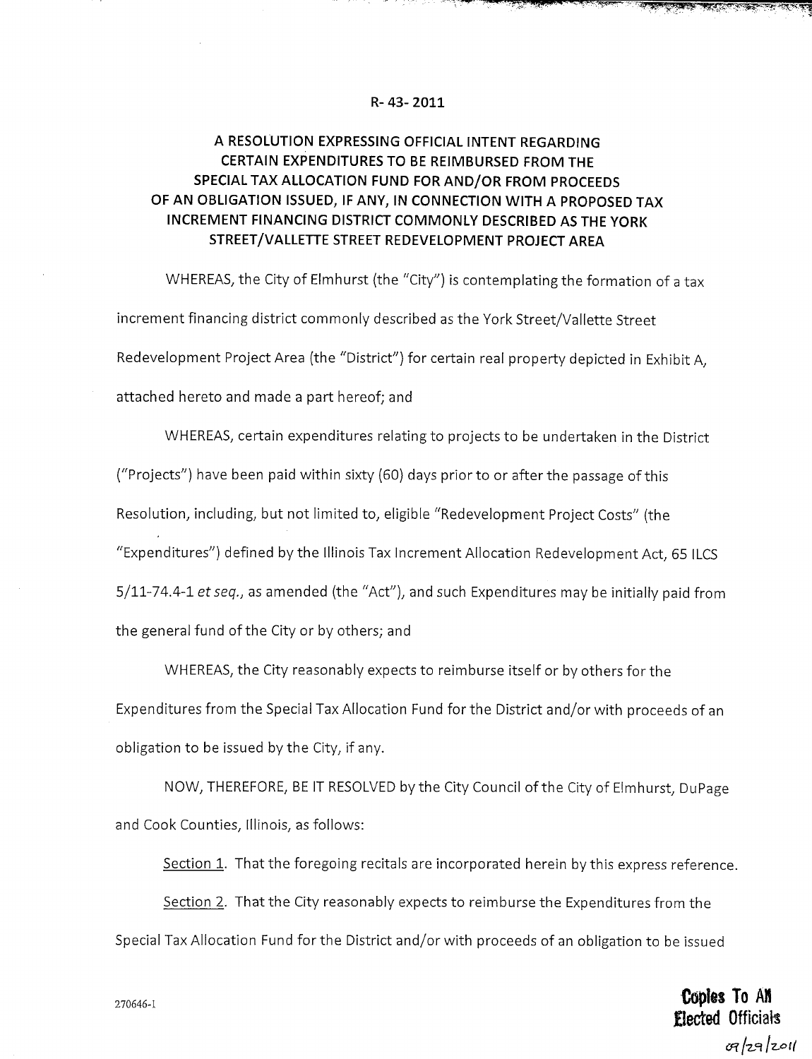R- 43- 2011

# A RESOLUTION EXPRESSING OFFICIAL INTENT REGARDING CERTAIN EXPENDITURES TO BE REIMBURSED FROM THE SPECIAL TAX ALLOCATION FUND FOR AND/OR FROM PROCEEDS OF AN OBLIGATION ISSUED, IF ANY, IN CONNECTION WITH A PROPOSED TAX INCREMENT FINANCING DISTRICT COMMONLY DESCRIBED AS THE YORK STREET/VALLETTE STREET REDEVELOPMENT PROJECT AREA

WHEREAS, the City of Elmhurst (the "City") is contemplating the formation of a tax increment financing district commonly described as the York Street/Vallette Street Redevelopment Project Area (the "District") for certain real property depicted in Exhibit A, attached hereto and made a part hereof; and

WHEREAS, certain expenditures relating to projects to be undertaken in the District ("Projects") have been paid within sixty (60) days prior to or after the passage of this Resolution, including, but not limited to, eligible "Redevelopment Project Costs" (the "Expenditures") defined by the Illinois Tax Increment Allocation Redevelopment Act, 65 ILCS 5/11-74.4-1 *et seq.*, as amended (the "Act"), and such Expenditures may be initially paid from the general fund of the City or by others; and

WHEREAS, the City reasonably expects to reimburse itself or by others for the Expenditures from the Special Tax Allocation Fund for the District and/or with proceeds of an obligation to be issued by the City, if any.

NOW, THEREFORE, BE IT RESOLVED by the City Council of the City of Elmhurst, DuPage and Cook Counties, Illinois, as follows:

Section 1. That the foregoing recitals are incorporated herein by this express reference.

Section 2. That the City reasonably expects to reimburse the Expenditures from the Special Tax Allocation Fund for the District and/or with proceeds of an obligation to be issued

270646-1

**Copies To All Elected Officials**

09/29/2011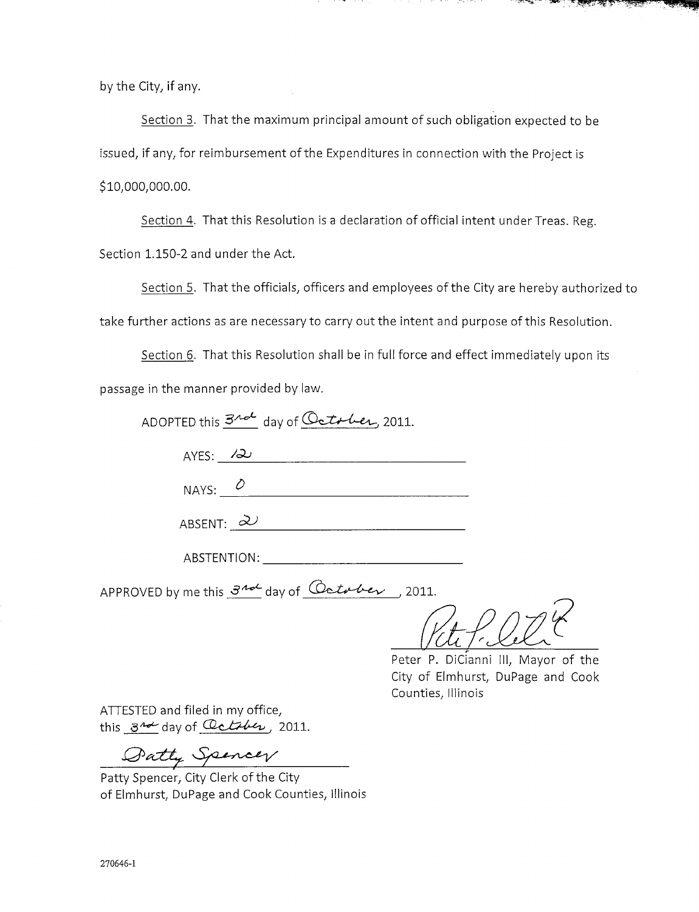by the City, if any.

Section 3. That the maximum principal amount of such obligation expected to be issued, if any, for reimbursement of the Expenditures in connection with the Project is $10,000,000.00.

Section 4. That this Resolution is a declaration of official intent under Treas. Reg. Section 1.150-2 and under the Act.

Section 5. That the officials, officers and employees of the City are hereby authorized to take further actions as are necessary to carry out the intent and purpose of this Resolution.

Section 6. That this Resolution shall be in full force and effect immediately upon its passage in the manner provided by law.

ADOPTED this 3rd day of October, 2011.

AYES: 12

NAYS: 0

ABSENT: 2

ABSTENTION: ____________

APPROVED by me this 3rd day of October, 2011.

Peter P. DiCianni III, Mayor of the City of Elmhurst, DuPage and Cook Counties, Illinois

ATTESTED and filed in my office, this 3rd day of October, 2011.

Patty Spencer

Patty Spencer, City Clerk of the City of Elmhurst, DuPage and Cook Counties, Illinois

270646-1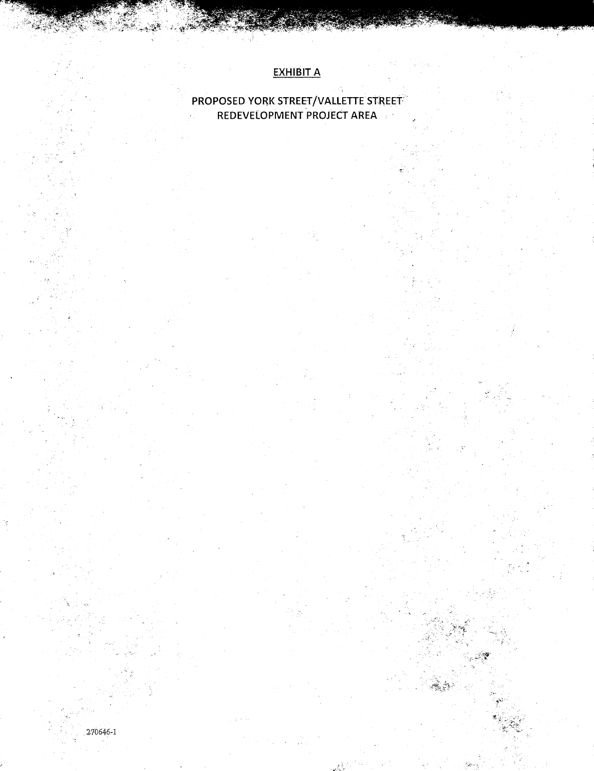## EXHIBIT A

### PROPOSED YORK STREET/VALLETTE STREET REDEVELOPMENT PROJECT AREA

270646-1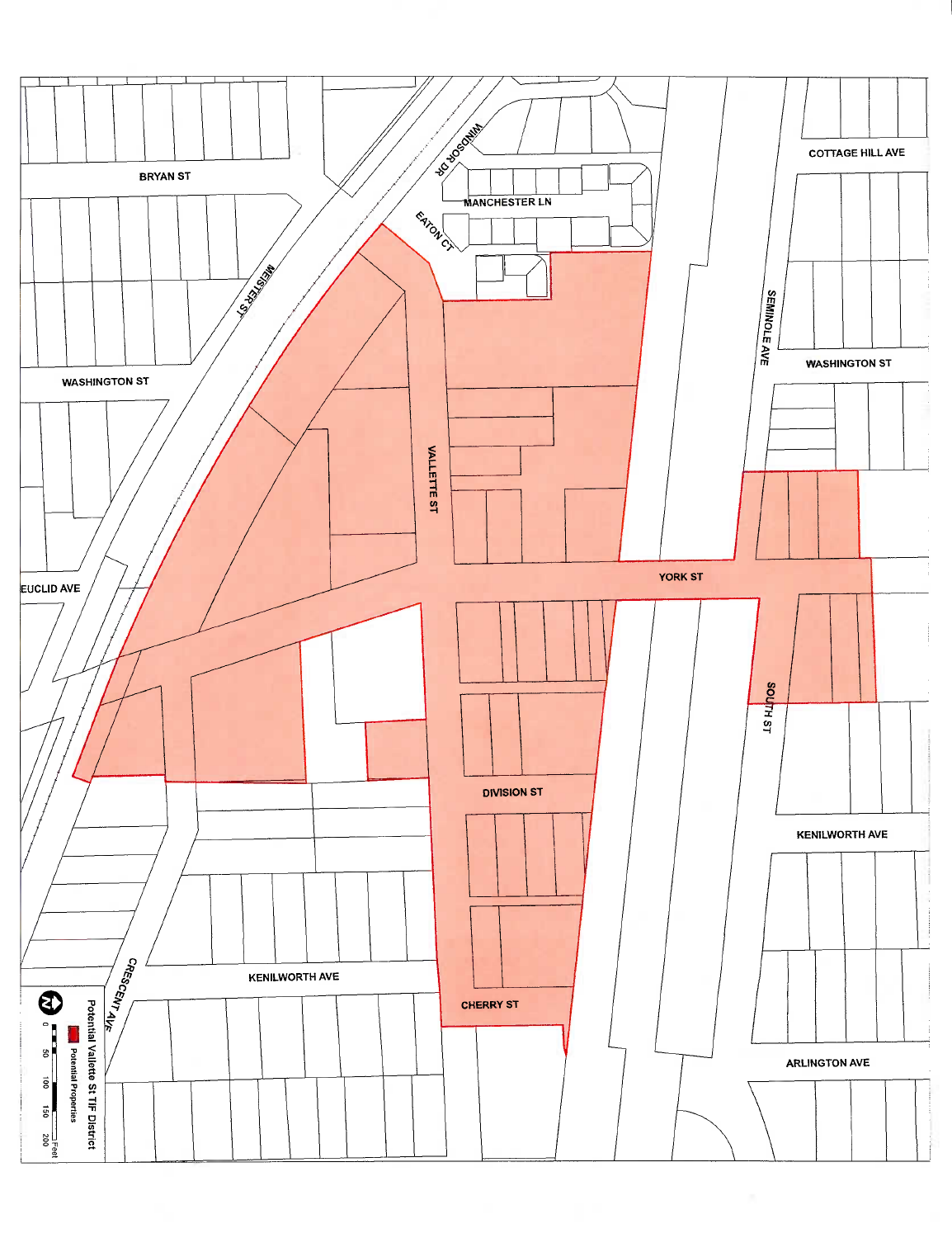Potential Vallette St TIF District

Potential Properties

0 50 100 150 200 Feet

BRYAN ST

WASHINGTON ST

EUCLID AVE

MEISTER ST

WINDSOR DR

MANCHESTER LN

EATON CT

VALLETTE ST

YORK ST

DIVISION ST

CHERRY ST

KENILWORTH AVE

CRESCENT AVE

COTTAGE HILL AVE

SEMINOLE AVE

WASHINGTON ST

SOUTH ST

KENILWORTH AVE

ARLINGTON AVE